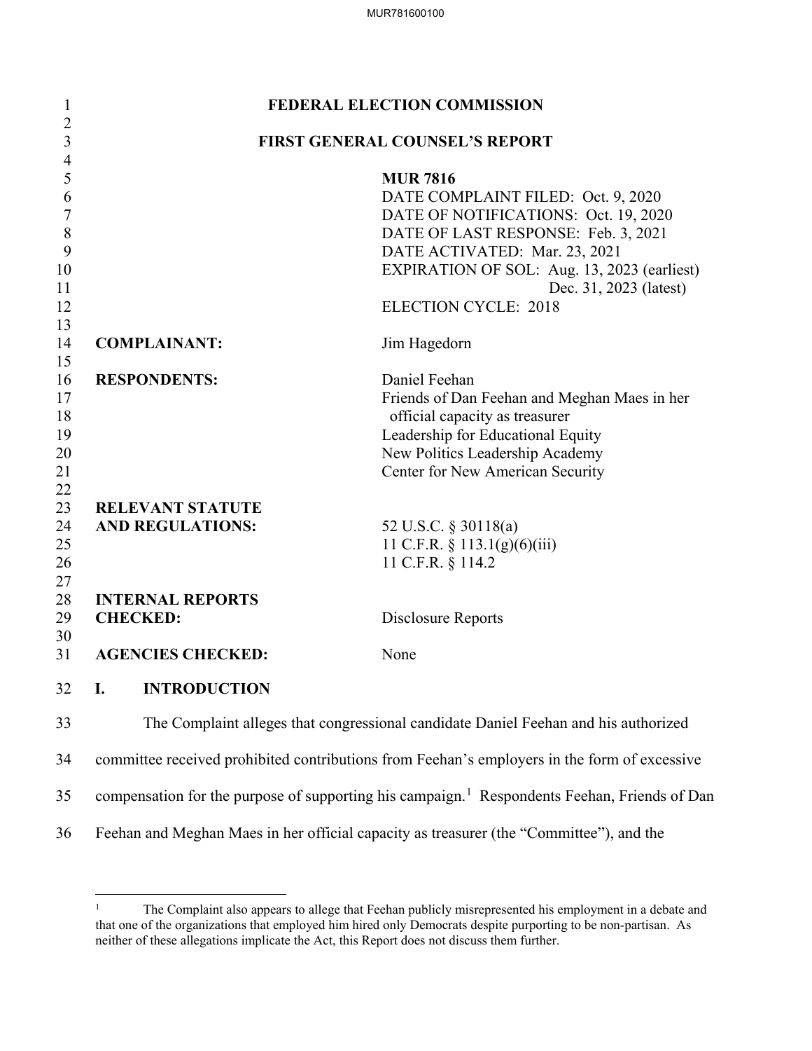# FEDERAL ELECTION COMMISSION

## FIRST GENERAL COUNSEL'S REPORT

**MUR 7816**
DATE COMPLAINT FILED: Oct. 9, 2020
DATE OF NOTIFICATIONS: Oct. 19, 2020
DATE OF LAST RESPONSE: Feb. 3, 2021
DATE ACTIVATED: Mar. 23, 2021
EXPIRATION OF SOL: Aug. 13, 2023 (earliest)
Dec. 31, 2023 (latest)
ELECTION CYCLE: 2018

**COMPLAINANT:** Jim Hagedorn

**RESPONDENTS:** Daniel Feehan
Friends of Dan Feehan and Meghan Maes in her official capacity as treasurer
Leadership for Educational Equity
New Politics Leadership Academy
Center for New American Security

**RELEVANT STATUTE AND REGULATIONS:** 52 U.S.C. § 30118(a)
11 C.F.R. § 113.1(g)(6)(iii)
11 C.F.R. § 114.2

**INTERNAL REPORTS CHECKED:** Disclosure Reports

**AGENCIES CHECKED:** None

## I. INTRODUCTION

The Complaint alleges that congressional candidate Daniel Feehan and his authorized committee received prohibited contributions from Feehan's employers in the form of excessive compensation for the purpose of supporting his campaign.[1] Respondents Feehan, Friends of Dan Feehan and Meghan Maes in her official capacity as treasurer (the "Committee"), and the

[1] The Complaint also appears to allege that Feehan publicly misrepresented his employment in a debate and that one of the organizations that employed him hired only Democrats despite purporting to be non-partisan. As neither of these allegations implicate the Act, this Report does not discuss them further.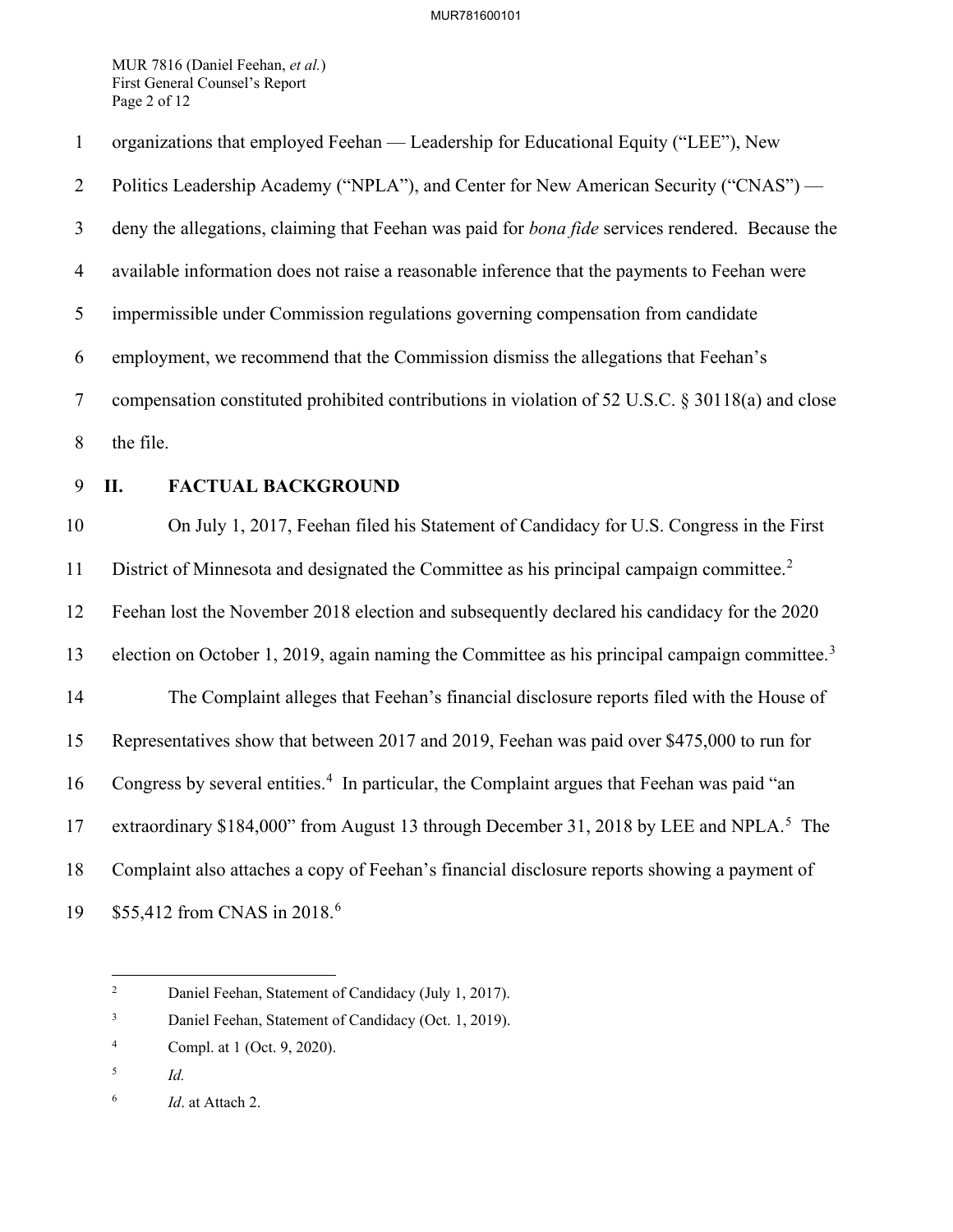organizations that employed Feehan — Leadership for Educational Equity ("LEE"), New Politics Leadership Academy ("NPLA"), and Center for New American Security ("CNAS") — deny the allegations, claiming that Feehan was paid for *bona fide* services rendered. Because the available information does not raise a reasonable inference that the payments to Feehan were impermissible under Commission regulations governing compensation from candidate employment, we recommend that the Commission dismiss the allegations that Feehan's compensation constituted prohibited contributions in violation of 52 U.S.C. § 30118(a) and close the file.

## II. FACTUAL BACKGROUND

On July 1, 2017, Feehan filed his Statement of Candidacy for U.S. Congress in the First District of Minnesota and designated the Committee as his principal campaign committee.[2] Feehan lost the November 2018 election and subsequently declared his candidacy for the 2020 election on October 1, 2019, again naming the Committee as his principal campaign committee.[3]

The Complaint alleges that Feehan's financial disclosure reports filed with the House of Representatives show that between 2017 and 2019, Feehan was paid over $475,000 to run for Congress by several entities.[4] In particular, the Complaint argues that Feehan was paid "an extraordinary $184,000" from August 13 through December 31, 2018 by LEE and NPLA.[5] The Complaint also attaches a copy of Feehan's financial disclosure reports showing a payment of $55,412 from CNAS in 2018.[6]

---

[2] Daniel Feehan, Statement of Candidacy (July 1, 2017).

[3] Daniel Feehan, Statement of Candidacy (Oct. 1, 2019).

[4] Compl. at 1 (Oct. 9, 2020).

[5] *Id.*

[6] *Id*. at Attach 2.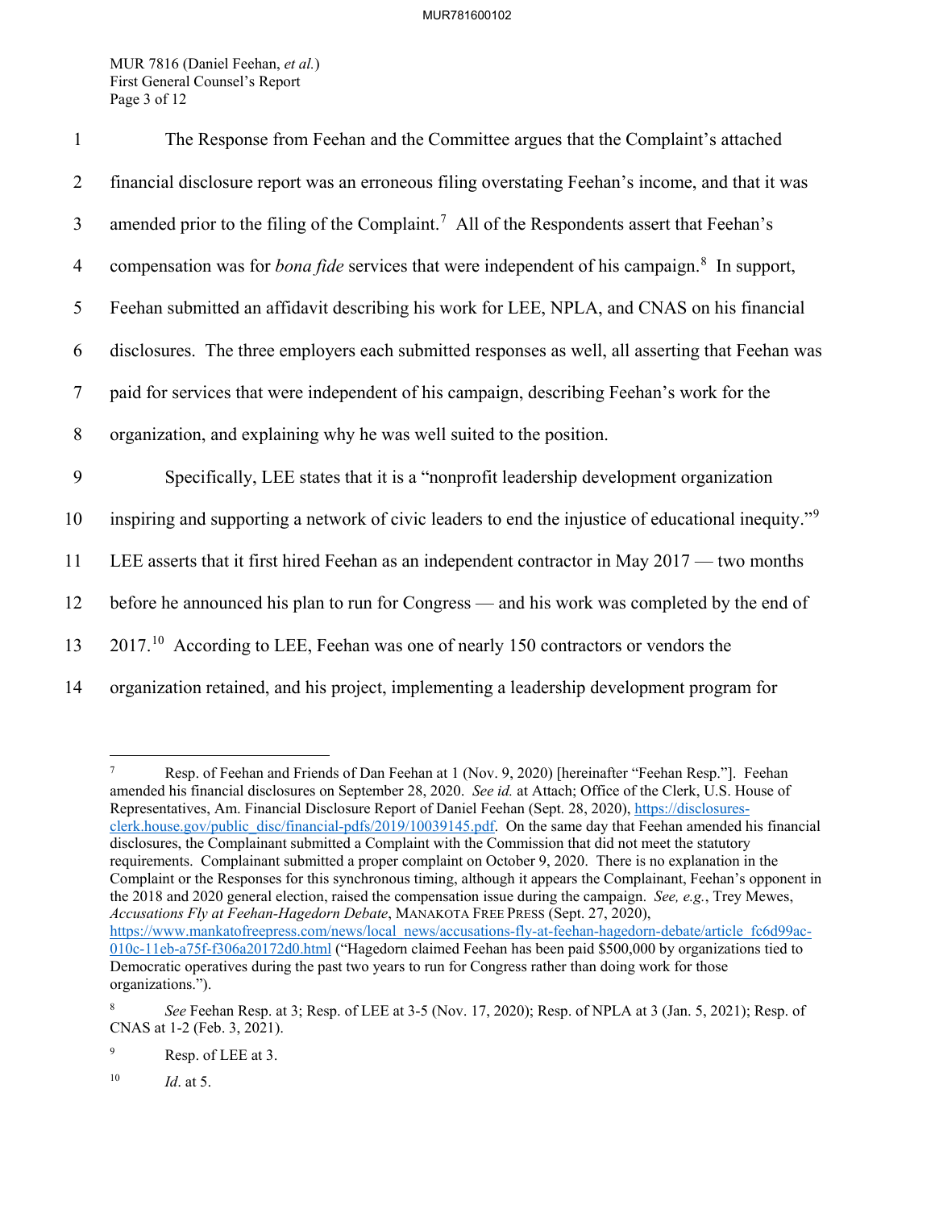The Response from Feehan and the Committee argues that the Complaint's attached financial disclosure report was an erroneous filing overstating Feehan's income, and that it was amended prior to the filing of the Complaint.[7] All of the Respondents assert that Feehan's compensation was for *bona fide* services that were independent of his campaign.[8] In support, Feehan submitted an affidavit describing his work for LEE, NPLA, and CNAS on his financial disclosures. The three employers each submitted responses as well, all asserting that Feehan was paid for services that were independent of his campaign, describing Feehan's work for the organization, and explaining why he was well suited to the position.

Specifically, LEE states that it is a "nonprofit leadership development organization inspiring and supporting a network of civic leaders to end the injustice of educational inequity."[9] LEE asserts that it first hired Feehan as an independent contractor in May 2017 — two months before he announced his plan to run for Congress — and his work was completed by the end of 2017.[10] According to LEE, Feehan was one of nearly 150 contractors or vendors the organization retained, and his project, implementing a leadership development program for

---

[7] Resp. of Feehan and Friends of Dan Feehan at 1 (Nov. 9, 2020) [hereinafter "Feehan Resp."]. Feehan amended his financial disclosures on September 28, 2020. *See id.* at Attach; Office of the Clerk, U.S. House of Representatives, Am. Financial Disclosure Report of Daniel Feehan (Sept. 28, 2020), https://disclosures-clerk.house.gov/public_disc/financial-pdfs/2019/10039145.pdf. On the same day that Feehan amended his financial disclosures, the Complainant submitted a Complaint with the Commission that did not meet the statutory requirements. Complainant submitted a proper complaint on October 9, 2020. There is no explanation in the Complaint or the Responses for this synchronous timing, although it appears the Complainant, Feehan's opponent in the 2018 and 2020 general election, raised the compensation issue during the campaign. *See, e.g.*, Trey Mewes, *Accusations Fly at Feehan-Hagedorn Debate*, MANAKOTA FREE PRESS (Sept. 27, 2020), https://www.mankatofreepress.com/news/local_news/accusations-fly-at-feehan-hagedorn-debate/article_fc6d99ac-010c-11eb-a75f-f306a20172d0.html ("Hagedorn claimed Feehan has been paid $500,000 by organizations tied to Democratic operatives during the past two years to run for Congress rather than doing work for those organizations.").

[8] *See* Feehan Resp. at 3; Resp. of LEE at 3-5 (Nov. 17, 2020); Resp. of NPLA at 3 (Jan. 5, 2021); Resp. of CNAS at 1-2 (Feb. 3, 2021).

[9] Resp. of LEE at 3.

[10] *Id*. at 5.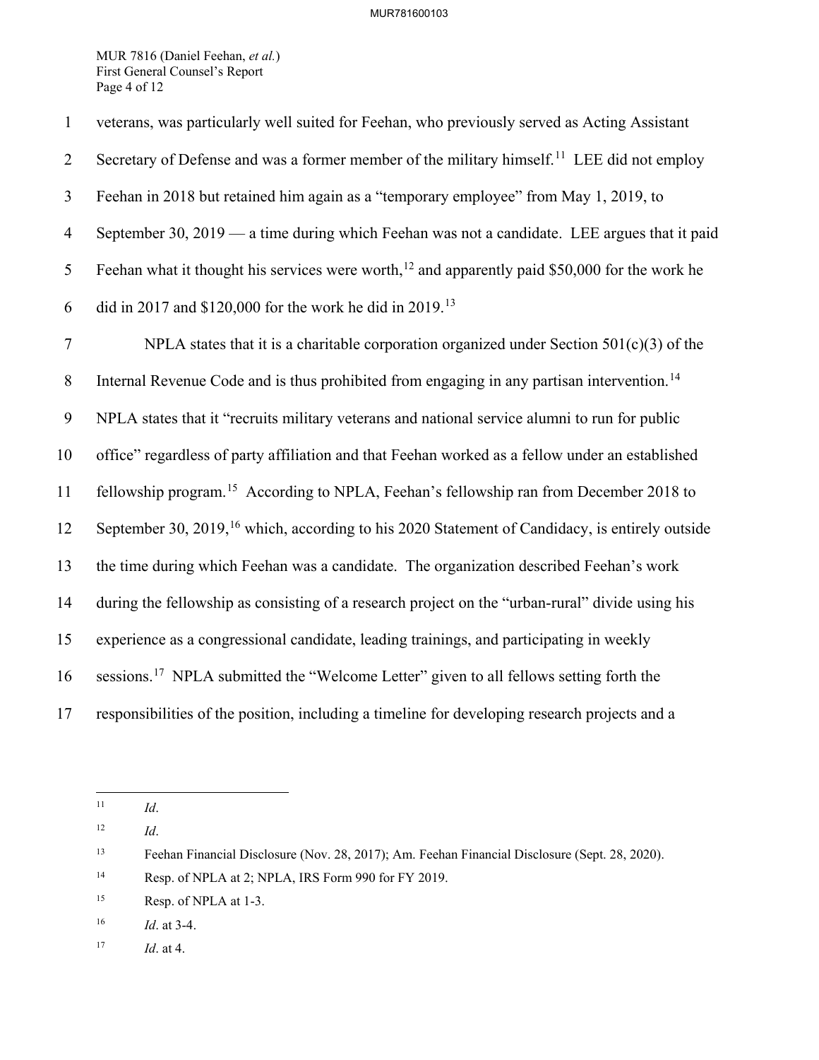veterans, was particularly well suited for Feehan, who previously served as Acting Assistant Secretary of Defense and was a former member of the military himself.[11] LEE did not employ Feehan in 2018 but retained him again as a "temporary employee" from May 1, 2019, to September 30, 2019 — a time during which Feehan was not a candidate. LEE argues that it paid Feehan what it thought his services were worth,[12] and apparently paid $50,000 for the work he did in 2017 and $120,000 for the work he did in 2019.[13]

NPLA states that it is a charitable corporation organized under Section 501(c)(3) of the Internal Revenue Code and is thus prohibited from engaging in any partisan intervention.[14] NPLA states that it "recruits military veterans and national service alumni to run for public office" regardless of party affiliation and that Feehan worked as a fellow under an established fellowship program.[15] According to NPLA, Feehan's fellowship ran from December 2018 to September 30, 2019,[16] which, according to his 2020 Statement of Candidacy, is entirely outside the time during which Feehan was a candidate. The organization described Feehan's work during the fellowship as consisting of a research project on the "urban-rural" divide using his experience as a congressional candidate, leading trainings, and participating in weekly sessions.[17] NPLA submitted the "Welcome Letter" given to all fellows setting forth the responsibilities of the position, including a timeline for developing research projects and a

---

[11] *Id*.

[12] *Id*.

[13] Feehan Financial Disclosure (Nov. 28, 2017); Am. Feehan Financial Disclosure (Sept. 28, 2020).

[14] Resp. of NPLA at 2; NPLA, IRS Form 990 for FY 2019.

[15] Resp. of NPLA at 1-3.

[16] *Id*. at 3-4.

[17] *Id*. at 4.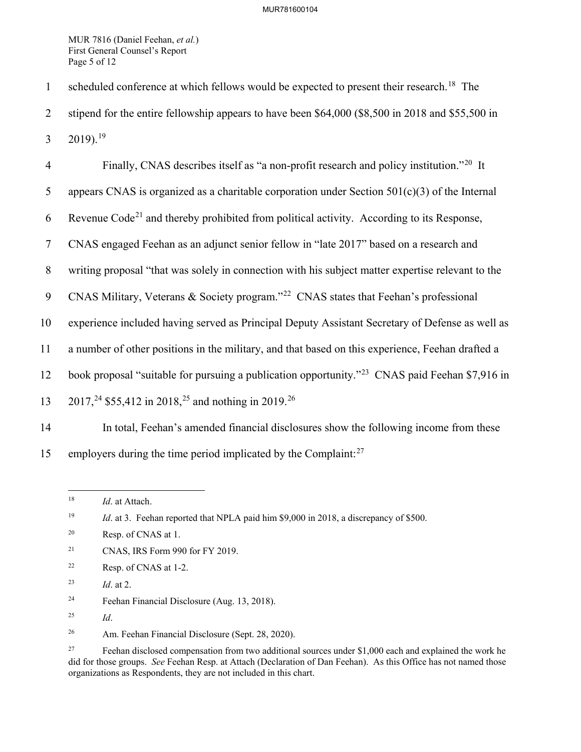scheduled conference at which fellows would be expected to present their research.[18] The stipend for the entire fellowship appears to have been $64,000 ($8,500 in 2018 and $55,500 in 2019).[19]

Finally, CNAS describes itself as "a non-profit research and policy institution."[20] It appears CNAS is organized as a charitable corporation under Section 501(c)(3) of the Internal Revenue Code[21] and thereby prohibited from political activity. According to its Response, CNAS engaged Feehan as an adjunct senior fellow in "late 2017" based on a research and writing proposal "that was solely in connection with his subject matter expertise relevant to the CNAS Military, Veterans & Society program."[22] CNAS states that Feehan's professional experience included having served as Principal Deputy Assistant Secretary of Defense as well as a number of other positions in the military, and that based on this experience, Feehan drafted a book proposal "suitable for pursuing a publication opportunity."[23] CNAS paid Feehan $7,916 in 2017,[24] $55,412 in 2018,[25] and nothing in 2019.[26]

In total, Feehan's amended financial disclosures show the following income from these employers during the time period implicated by the Complaint:[27]

---

[18] *Id*. at Attach.

[19] *Id*. at 3. Feehan reported that NPLA paid him $9,000 in 2018, a discrepancy of $500.

[20] Resp. of CNAS at 1.

[21] CNAS, IRS Form 990 for FY 2019.

[22] Resp. of CNAS at 1-2.

[23] *Id*. at 2.

[24] Feehan Financial Disclosure (Aug. 13, 2018).

[25] *Id*.

[26] Am. Feehan Financial Disclosure (Sept. 28, 2020).

[27] Feehan disclosed compensation from two additional sources under $1,000 each and explained the work he did for those groups. *See* Feehan Resp. at Attach (Declaration of Dan Feehan). As this Office has not named those organizations as Respondents, they are not included in this chart.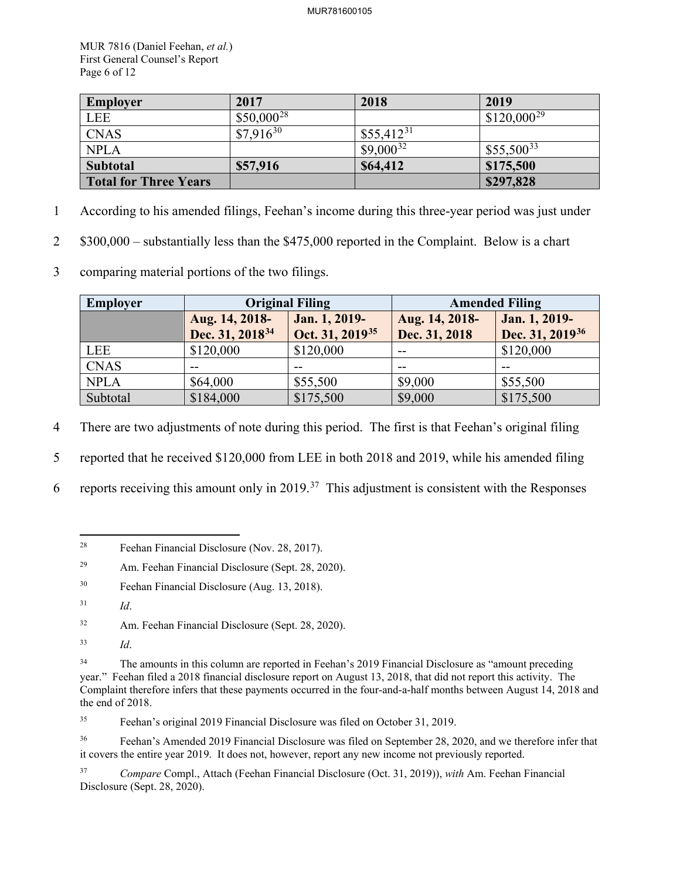| Employer | 2017 | 2018 | 2019 |
|---|---|---|---|
| LEE | $50,000[28] | | $120,000[29] |
| CNAS | $7,916[30] | $55,412[31] | |
| NPLA | | $9,000[32] | $55,500[33] |
| **Subtotal** | **$57,916** | **$64,412** | **$175,500** |
| **Total for Three Years** | | | **$297,828** |

According to his amended filings, Feehan's income during this three-year period was just under $300,000 – substantially less than the $475,000 reported in the Complaint. Below is a chart comparing material portions of the two filings.

| Employer | Original Filing | | Amended Filing | |
|---|---|---|---|---|
| | **Aug. 14, 2018-Dec. 31, 2018[34]** | **Jan. 1, 2019-Oct. 31, 2019[35]** | **Aug. 14, 2018-Dec. 31, 2018** | **Jan. 1, 2019-Dec. 31, 2019[36]** |
| LEE | $120,000 | $120,000 | -- | $120,000 |
| CNAS | -- | -- | -- | -- |
| NPLA | $64,000 | $55,500 | $9,000 | $55,500 |
| Subtotal | $184,000 | $175,500 | $9,000 | $175,500 |

There are two adjustments of note during this period. The first is that Feehan's original filing reported that he received $120,000 from LEE in both 2018 and 2019, while his amended filing reports receiving this amount only in 2019.[37] This adjustment is consistent with the Responses

---

[28] Feehan Financial Disclosure (Nov. 28, 2017).

[29] Am. Feehan Financial Disclosure (Sept. 28, 2020).

[30] Feehan Financial Disclosure (Aug. 13, 2018).

[31] *Id*.

[32] Am. Feehan Financial Disclosure (Sept. 28, 2020).

[33] *Id*.

[34] The amounts in this column are reported in Feehan's 2019 Financial Disclosure as "amount preceding year." Feehan filed a 2018 financial disclosure report on August 13, 2018, that did not report this activity. The Complaint therefore infers that these payments occurred in the four-and-a-half months between August 14, 2018 and the end of 2018.

[35] Feehan's original 2019 Financial Disclosure was filed on October 31, 2019.

[36] Feehan's Amended 2019 Financial Disclosure was filed on September 28, 2020, and we therefore infer that it covers the entire year 2019. It does not, however, report any new income not previously reported.

[37] *Compare* Compl., Attach (Feehan Financial Disclosure (Oct. 31, 2019)), *with* Am. Feehan Financial Disclosure (Sept. 28, 2020).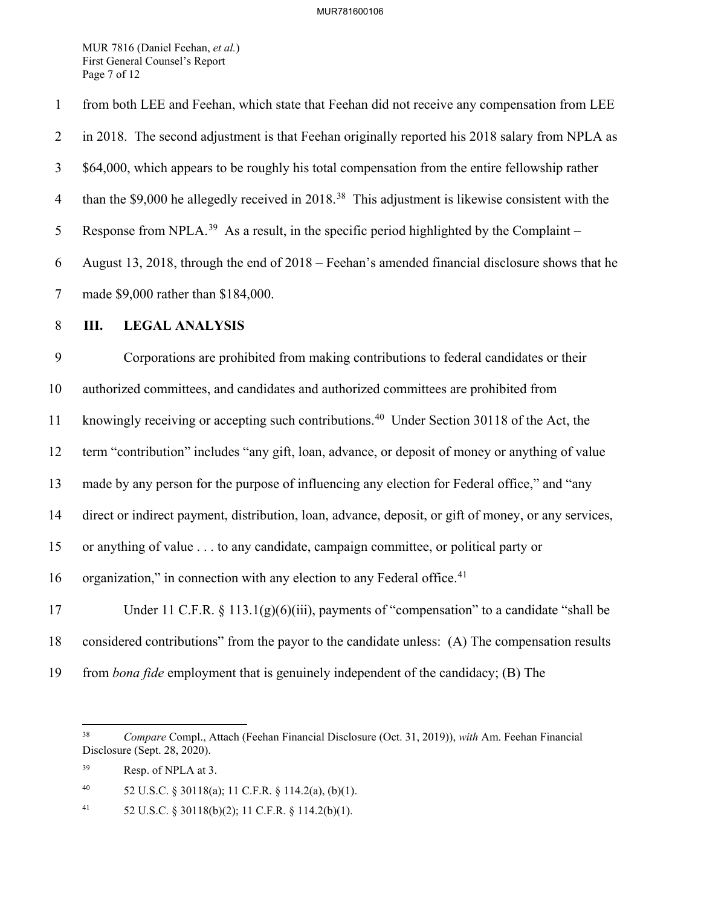from both LEE and Feehan, which state that Feehan did not receive any compensation from LEE in 2018. The second adjustment is that Feehan originally reported his 2018 salary from NPLA as $64,000, which appears to be roughly his total compensation from the entire fellowship rather than the $9,000 he allegedly received in 2018.[38] This adjustment is likewise consistent with the Response from NPLA.[39] As a result, in the specific period highlighted by the Complaint – August 13, 2018, through the end of 2018 – Feehan's amended financial disclosure shows that he made $9,000 rather than $184,000.

## III. LEGAL ANALYSIS

Corporations are prohibited from making contributions to federal candidates or their authorized committees, and candidates and authorized committees are prohibited from knowingly receiving or accepting such contributions.[40] Under Section 30118 of the Act, the term "contribution" includes "any gift, loan, advance, or deposit of money or anything of value made by any person for the purpose of influencing any election for Federal office," and "any direct or indirect payment, distribution, loan, advance, deposit, or gift of money, or any services, or anything of value . . . to any candidate, campaign committee, or political party or organization," in connection with any election to any Federal office.[41]

Under 11 C.F.R. § 113.1(g)(6)(iii), payments of "compensation" to a candidate "shall be considered contributions" from the payor to the candidate unless: (A) The compensation results from *bona fide* employment that is genuinely independent of the candidacy; (B) The

---

[38] *Compare* Compl., Attach (Feehan Financial Disclosure (Oct. 31, 2019)), *with* Am. Feehan Financial Disclosure (Sept. 28, 2020).

[39] Resp. of NPLA at 3.

[40] 52 U.S.C. § 30118(a); 11 C.F.R. § 114.2(a), (b)(1).

[41] 52 U.S.C. § 30118(b)(2); 11 C.F.R. § 114.2(b)(1).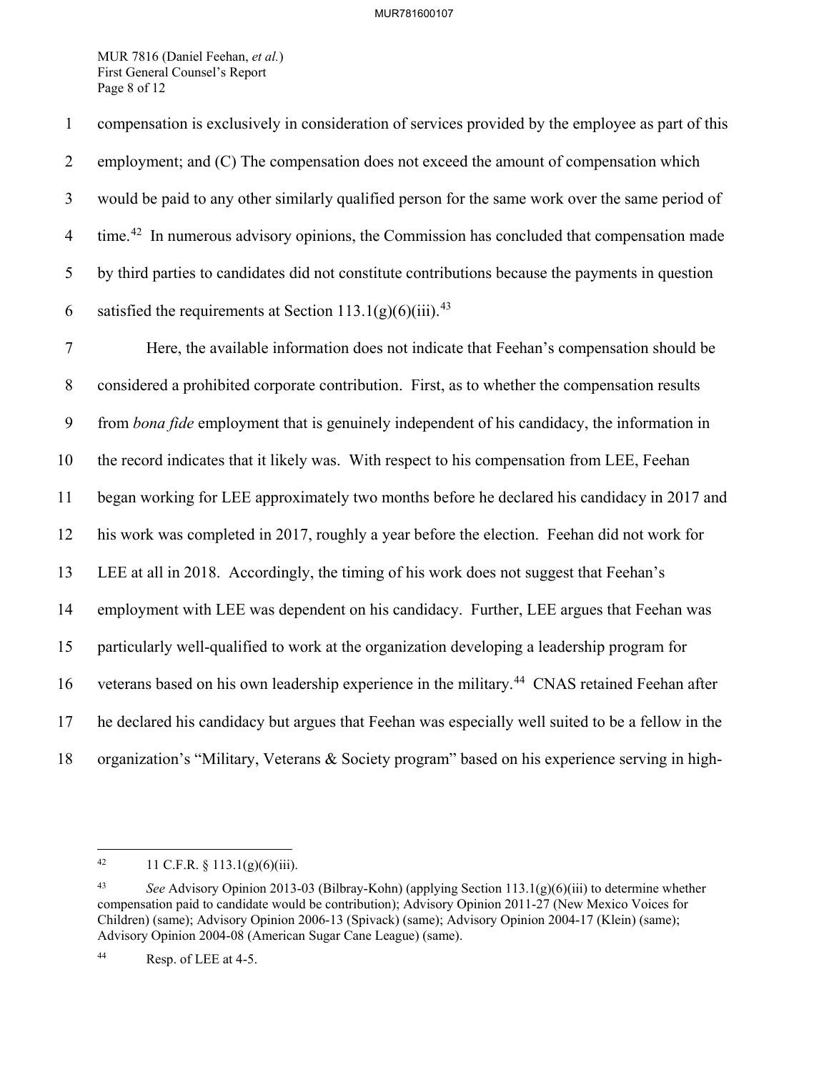compensation is exclusively in consideration of services provided by the employee as part of this employment; and (C) The compensation does not exceed the amount of compensation which would be paid to any other similarly qualified person for the same work over the same period of time.[42] In numerous advisory opinions, the Commission has concluded that compensation made by third parties to candidates did not constitute contributions because the payments in question satisfied the requirements at Section 113.1(g)(6)(iii).[43]

Here, the available information does not indicate that Feehan's compensation should be considered a prohibited corporate contribution. First, as to whether the compensation results from *bona fide* employment that is genuinely independent of his candidacy, the information in the record indicates that it likely was. With respect to his compensation from LEE, Feehan began working for LEE approximately two months before he declared his candidacy in 2017 and his work was completed in 2017, roughly a year before the election. Feehan did not work for LEE at all in 2018. Accordingly, the timing of his work does not suggest that Feehan's employment with LEE was dependent on his candidacy. Further, LEE argues that Feehan was particularly well-qualified to work at the organization developing a leadership program for veterans based on his own leadership experience in the military.[44] CNAS retained Feehan after he declared his candidacy but argues that Feehan was especially well suited to be a fellow in the organization's "Military, Veterans & Society program" based on his experience serving in high-

---

[42] 11 C.F.R. § 113.1(g)(6)(iii).

[43] *See* Advisory Opinion 2013-03 (Bilbray-Kohn) (applying Section 113.1(g)(6)(iii) to determine whether compensation paid to candidate would be contribution); Advisory Opinion 2011-27 (New Mexico Voices for Children) (same); Advisory Opinion 2006-13 (Spivack) (same); Advisory Opinion 2004-17 (Klein) (same); Advisory Opinion 2004-08 (American Sugar Cane League) (same).

[44] Resp. of LEE at 4-5.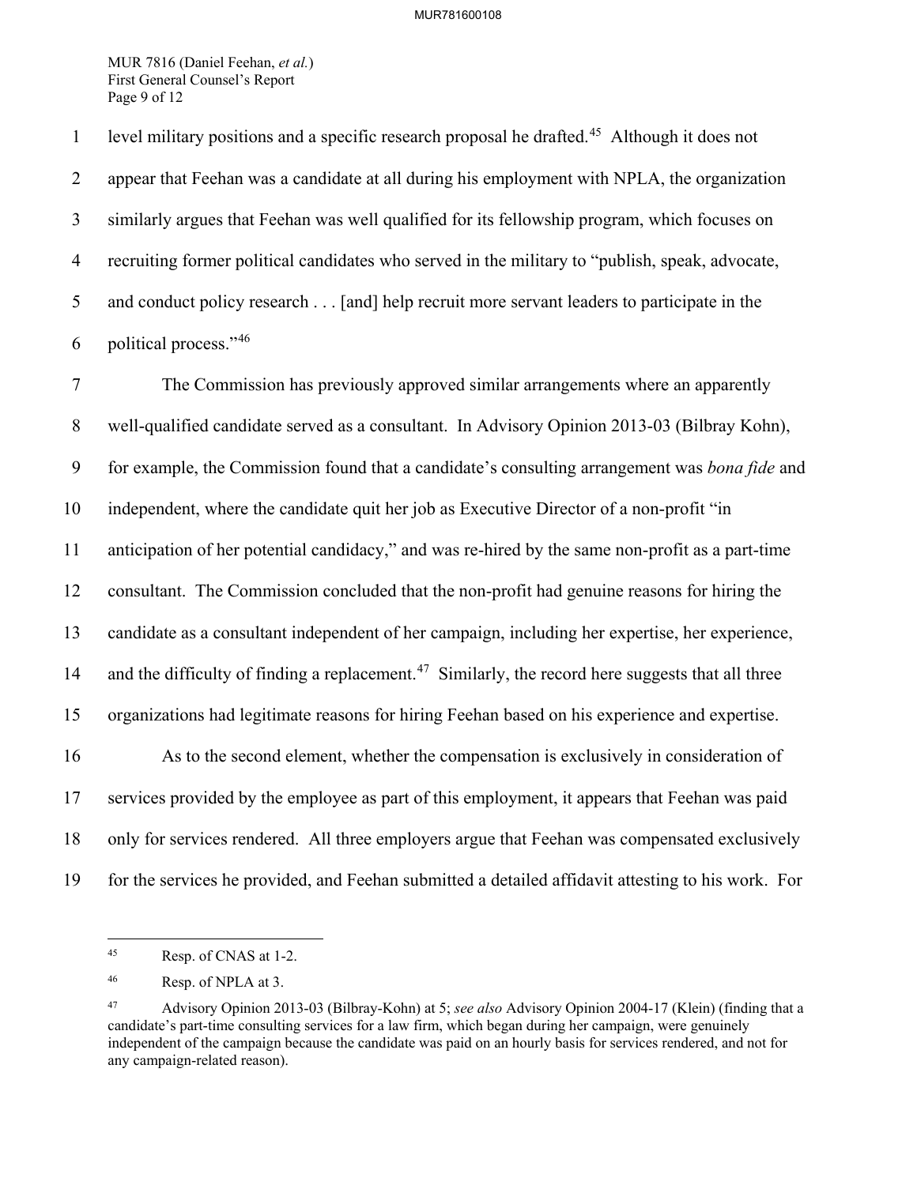level military positions and a specific research proposal he drafted.[45] Although it does not appear that Feehan was a candidate at all during his employment with NPLA, the organization similarly argues that Feehan was well qualified for its fellowship program, which focuses on recruiting former political candidates who served in the military to "publish, speak, advocate, and conduct policy research . . . [and] help recruit more servant leaders to participate in the political process."[46]

The Commission has previously approved similar arrangements where an apparently well-qualified candidate served as a consultant. In Advisory Opinion 2013-03 (Bilbray Kohn), for example, the Commission found that a candidate's consulting arrangement was *bona fide* and independent, where the candidate quit her job as Executive Director of a non-profit "in anticipation of her potential candidacy," and was re-hired by the same non-profit as a part-time consultant. The Commission concluded that the non-profit had genuine reasons for hiring the candidate as a consultant independent of her campaign, including her expertise, her experience, and the difficulty of finding a replacement.[47] Similarly, the record here suggests that all three organizations had legitimate reasons for hiring Feehan based on his experience and expertise.

As to the second element, whether the compensation is exclusively in consideration of services provided by the employee as part of this employment, it appears that Feehan was paid only for services rendered. All three employers argue that Feehan was compensated exclusively for the services he provided, and Feehan submitted a detailed affidavit attesting to his work. For

---

[45] Resp. of CNAS at 1-2.

[46] Resp. of NPLA at 3.

[47] Advisory Opinion 2013-03 (Bilbray-Kohn) at 5; *see also* Advisory Opinion 2004-17 (Klein) (finding that a candidate's part-time consulting services for a law firm, which began during her campaign, were genuinely independent of the campaign because the candidate was paid on an hourly basis for services rendered, and not for any campaign-related reason).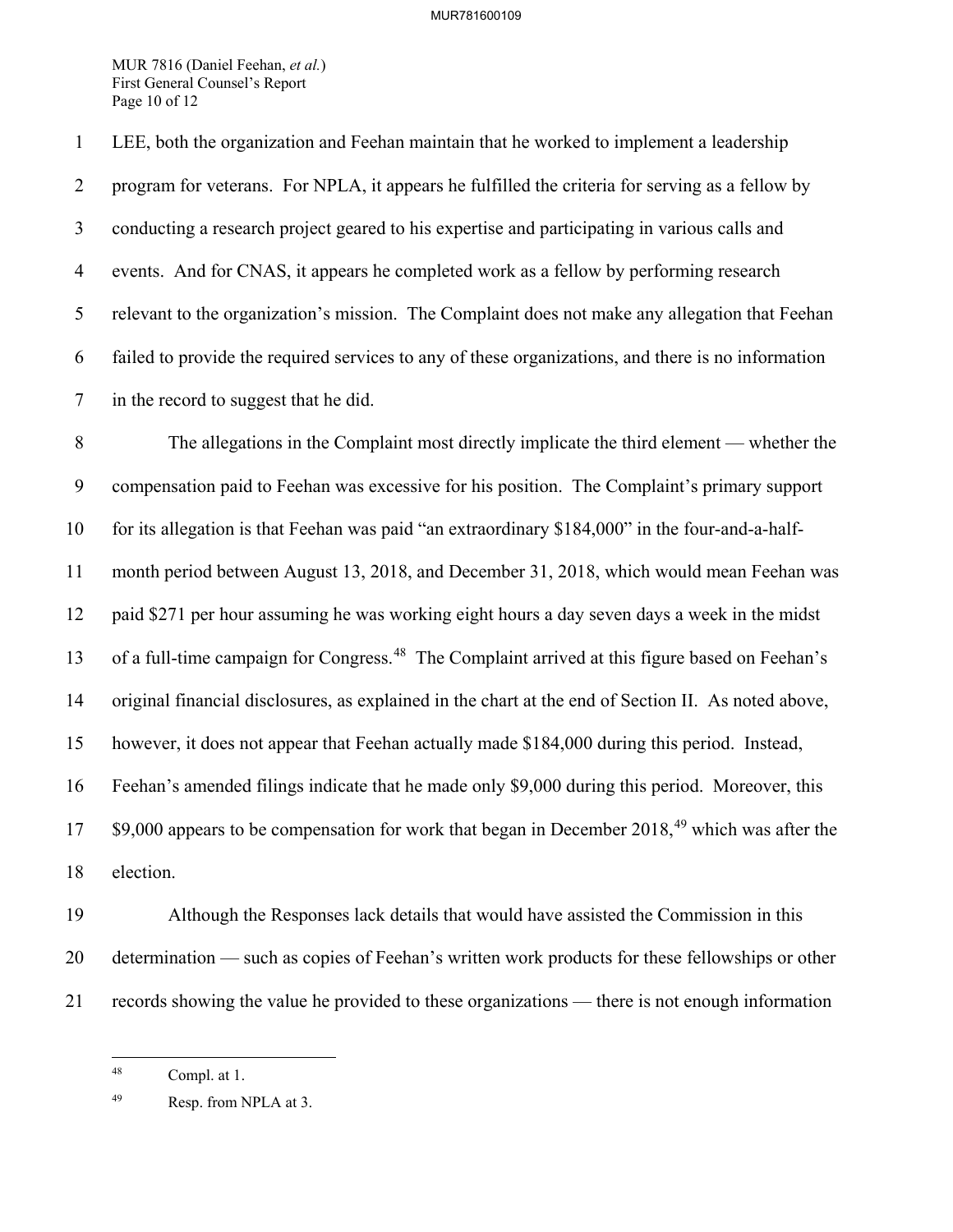LEE, both the organization and Feehan maintain that he worked to implement a leadership program for veterans. For NPLA, it appears he fulfilled the criteria for serving as a fellow by conducting a research project geared to his expertise and participating in various calls and events. And for CNAS, it appears he completed work as a fellow by performing research relevant to the organization's mission. The Complaint does not make any allegation that Feehan failed to provide the required services to any of these organizations, and there is no information in the record to suggest that he did.

The allegations in the Complaint most directly implicate the third element — whether the compensation paid to Feehan was excessive for his position. The Complaint's primary support for its allegation is that Feehan was paid "an extraordinary \$184,000" in the four-and-a-half-month period between August 13, 2018, and December 31, 2018, which would mean Feehan was paid \$271 per hour assuming he was working eight hours a day seven days a week in the midst of a full-time campaign for Congress.[48] The Complaint arrived at this figure based on Feehan's original financial disclosures, as explained in the chart at the end of Section II. As noted above, however, it does not appear that Feehan actually made \$184,000 during this period. Instead, Feehan's amended filings indicate that he made only \$9,000 during this period. Moreover, this \$9,000 appears to be compensation for work that began in December 2018,[49] which was after the election.

Although the Responses lack details that would have assisted the Commission in this determination — such as copies of Feehan's written work products for these fellowships or other records showing the value he provided to these organizations — there is not enough information

---

[48] Compl. at 1.

[49] Resp. from NPLA at 3.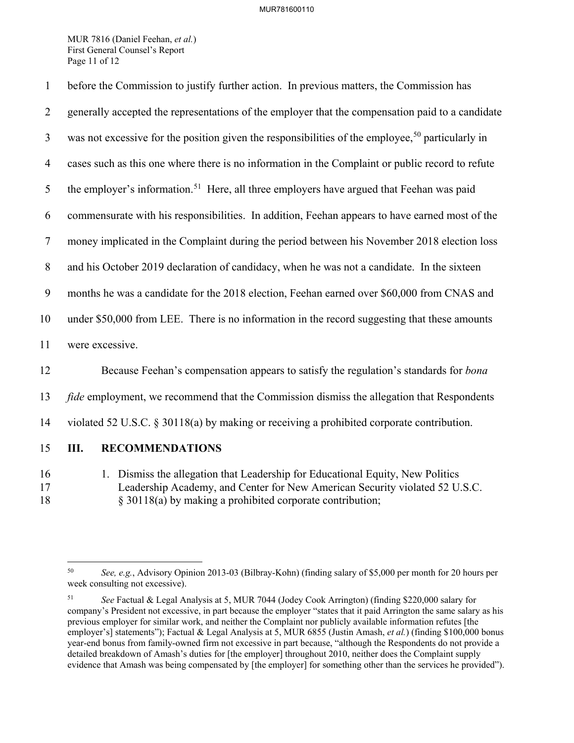before the Commission to justify further action. In previous matters, the Commission has generally accepted the representations of the employer that the compensation paid to a candidate was not excessive for the position given the responsibilities of the employee,[50] particularly in cases such as this one where there is no information in the Complaint or public record to refute the employer's information.[51] Here, all three employers have argued that Feehan was paid commensurate with his responsibilities. In addition, Feehan appears to have earned most of the money implicated in the Complaint during the period between his November 2018 election loss and his October 2019 declaration of candidacy, when he was not a candidate. In the sixteen months he was a candidate for the 2018 election, Feehan earned over $60,000 from CNAS and under $50,000 from LEE. There is no information in the record suggesting that these amounts were excessive.

Because Feehan's compensation appears to satisfy the regulation's standards for *bona fide* employment, we recommend that the Commission dismiss the allegation that Respondents violated 52 U.S.C. § 30118(a) by making or receiving a prohibited corporate contribution.

## III. RECOMMENDATIONS

1. Dismiss the allegation that Leadership for Educational Equity, New Politics Leadership Academy, and Center for New American Security violated 52 U.S.C. § 30118(a) by making a prohibited corporate contribution;

---

[50] *See, e.g.*, Advisory Opinion 2013-03 (Bilbray-Kohn) (finding salary of $5,000 per month for 20 hours per week consulting not excessive).

[51] *See* Factual & Legal Analysis at 5, MUR 7044 (Jodey Cook Arrington) (finding $220,000 salary for company's President not excessive, in part because the employer "states that it paid Arrington the same salary as his previous employer for similar work, and neither the Complaint nor publicly available information refutes [the employer's] statements"); Factual & Legal Analysis at 5, MUR 6855 (Justin Amash, *et al.*) (finding $100,000 bonus year-end bonus from family-owned firm not excessive in part because, "although the Respondents do not provide a detailed breakdown of Amash's duties for [the employer] throughout 2010, neither does the Complaint supply evidence that Amash was being compensated by [the employer] for something other than the services he provided").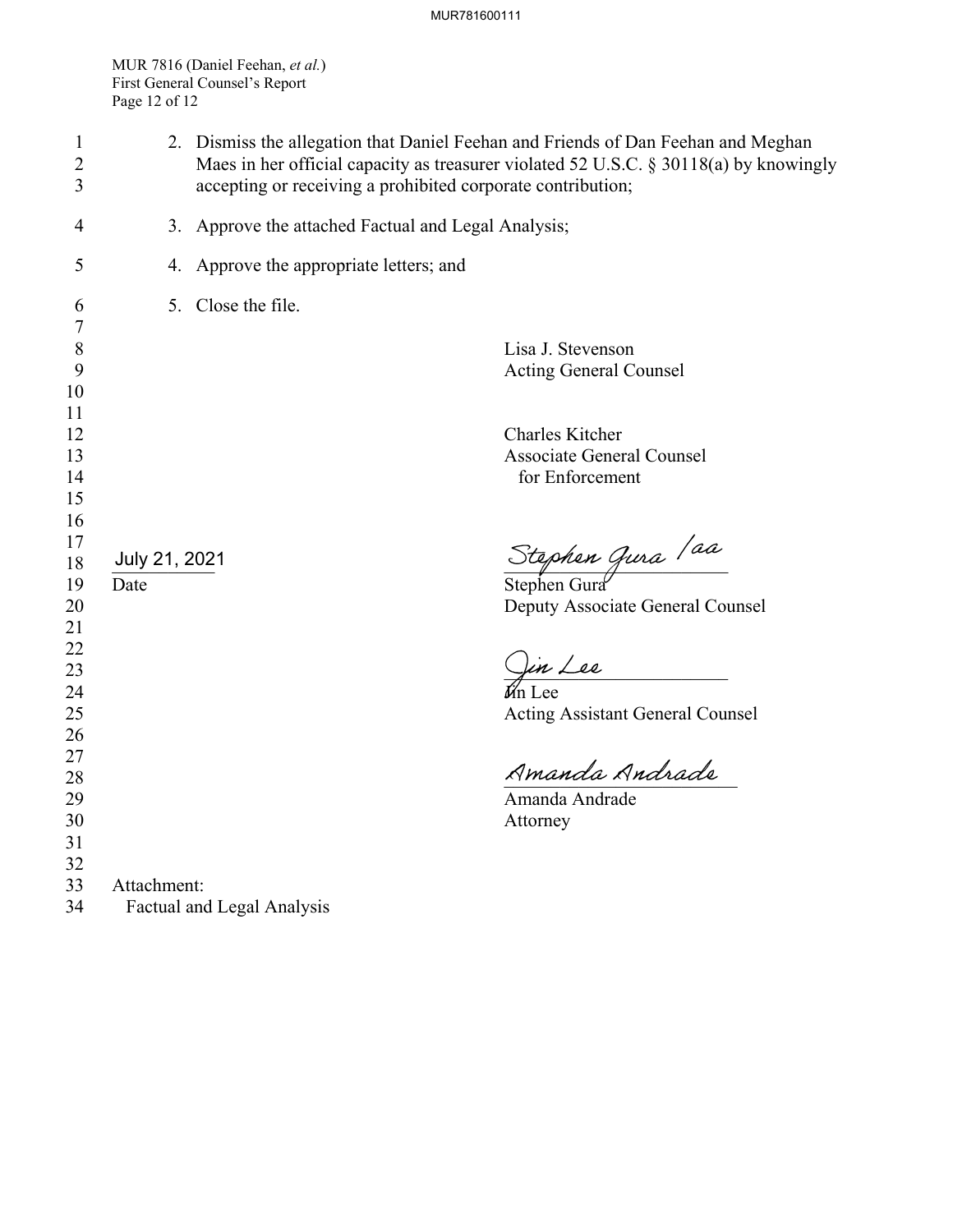2. Dismiss the allegation that Daniel Feehan and Friends of Dan Feehan and Meghan Maes in her official capacity as treasurer violated 52 U.S.C. § 30118(a) by knowingly accepting or receiving a prohibited corporate contribution;

3. Approve the attached Factual and Legal Analysis;

4. Approve the appropriate letters; and

5. Close the file.

Lisa J. Stevenson
Acting General Counsel

Charles Kitcher
Associate General Counsel
for Enforcement

July 21, 2021
Date

Stephen Gura /aa

Stephen Gura
Deputy Associate General Counsel

Jin Lee

Jin Lee
Acting Assistant General Counsel

Amanda Andrade

Amanda Andrade
Attorney

Attachment:
Factual and Legal Analysis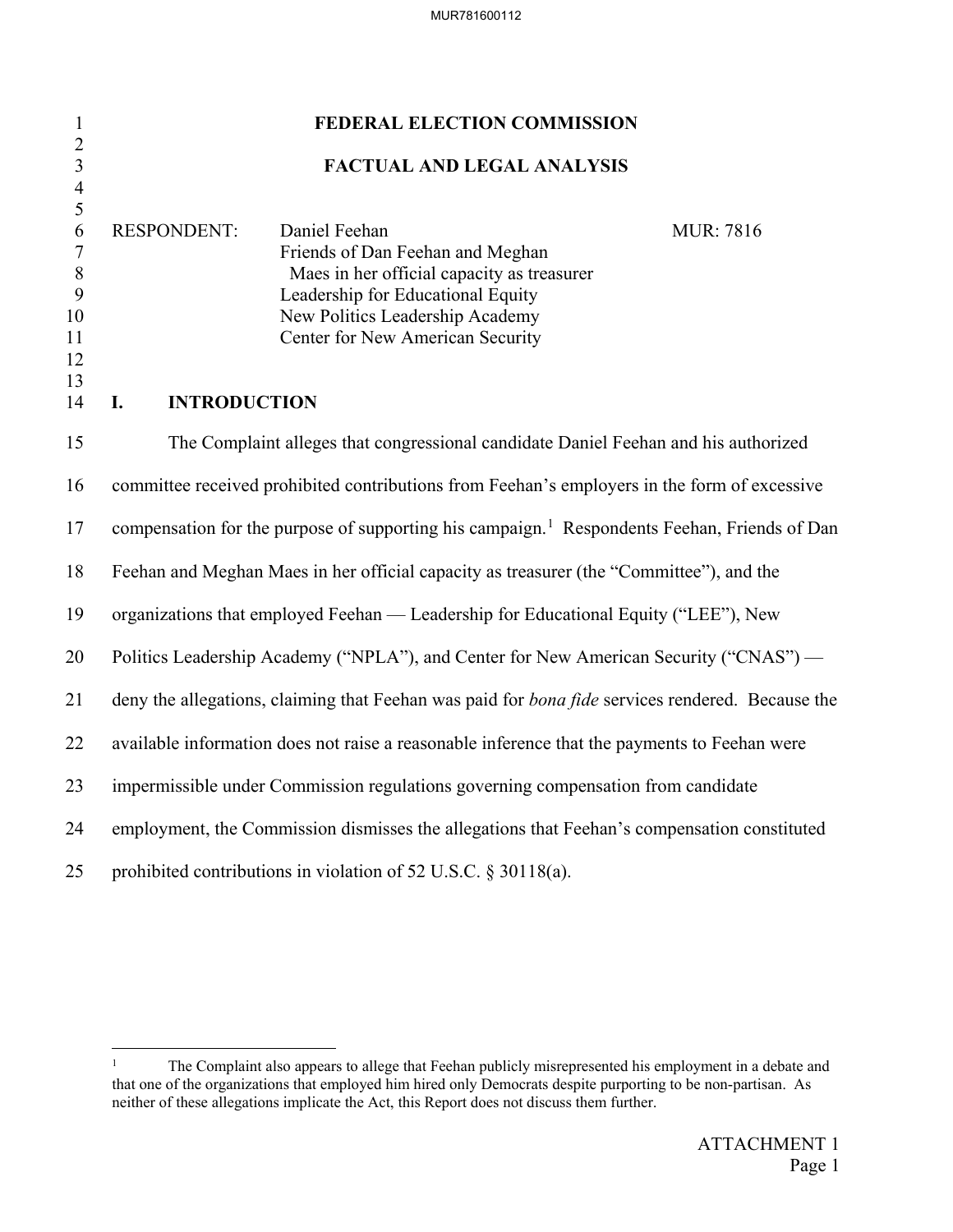# FEDERAL ELECTION COMMISSION

# FACTUAL AND LEGAL ANALYSIS

RESPONDENT: Daniel Feehan MUR: 7816
Friends of Dan Feehan and Meghan Maes in her official capacity as treasurer
Leadership for Educational Equity
New Politics Leadership Academy
Center for New American Security

## I. INTRODUCTION

The Complaint alleges that congressional candidate Daniel Feehan and his authorized committee received prohibited contributions from Feehan's employers in the form of excessive compensation for the purpose of supporting his campaign.[1] Respondents Feehan, Friends of Dan Feehan and Meghan Maes in her official capacity as treasurer (the "Committee"), and the organizations that employed Feehan — Leadership for Educational Equity ("LEE"), New Politics Leadership Academy ("NPLA"), and Center for New American Security ("CNAS") — deny the allegations, claiming that Feehan was paid for *bona fide* services rendered. Because the available information does not raise a reasonable inference that the payments to Feehan were impermissible under Commission regulations governing compensation from candidate employment, the Commission dismisses the allegations that Feehan's compensation constituted prohibited contributions in violation of 52 U.S.C. § 30118(a).

[1] The Complaint also appears to allege that Feehan publicly misrepresented his employment in a debate and that one of the organizations that employed him hired only Democrats despite purporting to be non-partisan. As neither of these allegations implicate the Act, this Report does not discuss them further.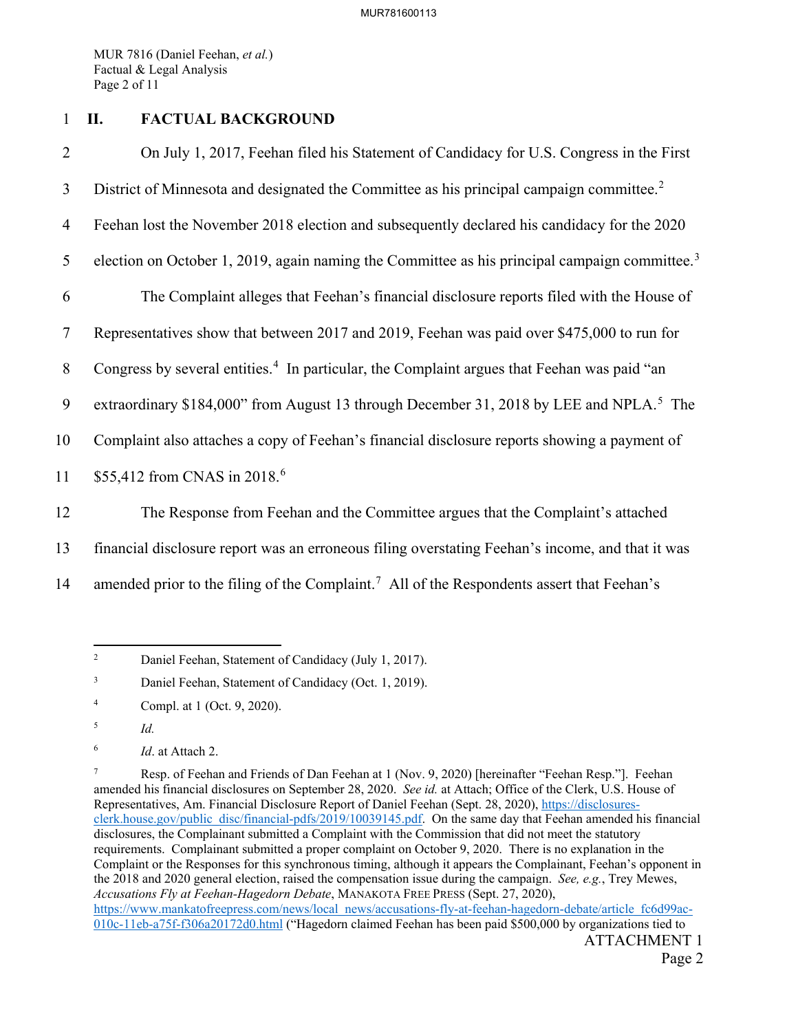## II. FACTUAL BACKGROUND

On July 1, 2017, Feehan filed his Statement of Candidacy for U.S. Congress in the First District of Minnesota and designated the Committee as his principal campaign committee.[2] Feehan lost the November 2018 election and subsequently declared his candidacy for the 2020 election on October 1, 2019, again naming the Committee as his principal campaign committee.[3]

The Complaint alleges that Feehan's financial disclosure reports filed with the House of Representatives show that between 2017 and 2019, Feehan was paid over $475,000 to run for Congress by several entities.[4] In particular, the Complaint argues that Feehan was paid "an extraordinary $184,000" from August 13 through December 31, 2018 by LEE and NPLA.[5] The Complaint also attaches a copy of Feehan's financial disclosure reports showing a payment of $55,412 from CNAS in 2018.[6]

The Response from Feehan and the Committee argues that the Complaint's attached financial disclosure report was an erroneous filing overstating Feehan's income, and that it was amended prior to the filing of the Complaint.[7] All of the Respondents assert that Feehan's

---

[2] Daniel Feehan, Statement of Candidacy (July 1, 2017).

[3] Daniel Feehan, Statement of Candidacy (Oct. 1, 2019).

[4] Compl. at 1 (Oct. 9, 2020).

[5] *Id.*

[6] *Id*. at Attach 2.

[7] Resp. of Feehan and Friends of Dan Feehan at 1 (Nov. 9, 2020) [hereinafter "Feehan Resp."]. Feehan amended his financial disclosures on September 28, 2020. *See id.* at Attach; Office of the Clerk, U.S. House of Representatives, Am. Financial Disclosure Report of Daniel Feehan (Sept. 28, 2020), https://disclosures-clerk.house.gov/public_disc/financial-pdfs/2019/10039145.pdf. On the same day that Feehan amended his financial disclosures, the Complainant submitted a Complaint with the Commission that did not meet the statutory requirements. Complainant submitted a proper complaint on October 9, 2020. There is no explanation in the Complaint or the Responses for this synchronous timing, although it appears the Complainant, Feehan's opponent in the 2018 and 2020 general election, raised the compensation issue during the campaign. *See, e.g.*, Trey Mewes, *Accusations Fly at Feehan-Hagedorn Debate*, MANKATO FREE PRESS (Sept. 27, 2020), https://www.mankatofreepress.com/news/local_news/accusations-fly-at-feehan-hagedorn-debate/article_fc6d99ac-010c-11eb-a75f-f306a20172d0.html ("Hagedorn claimed Feehan has been paid $500,000 by organizations tied to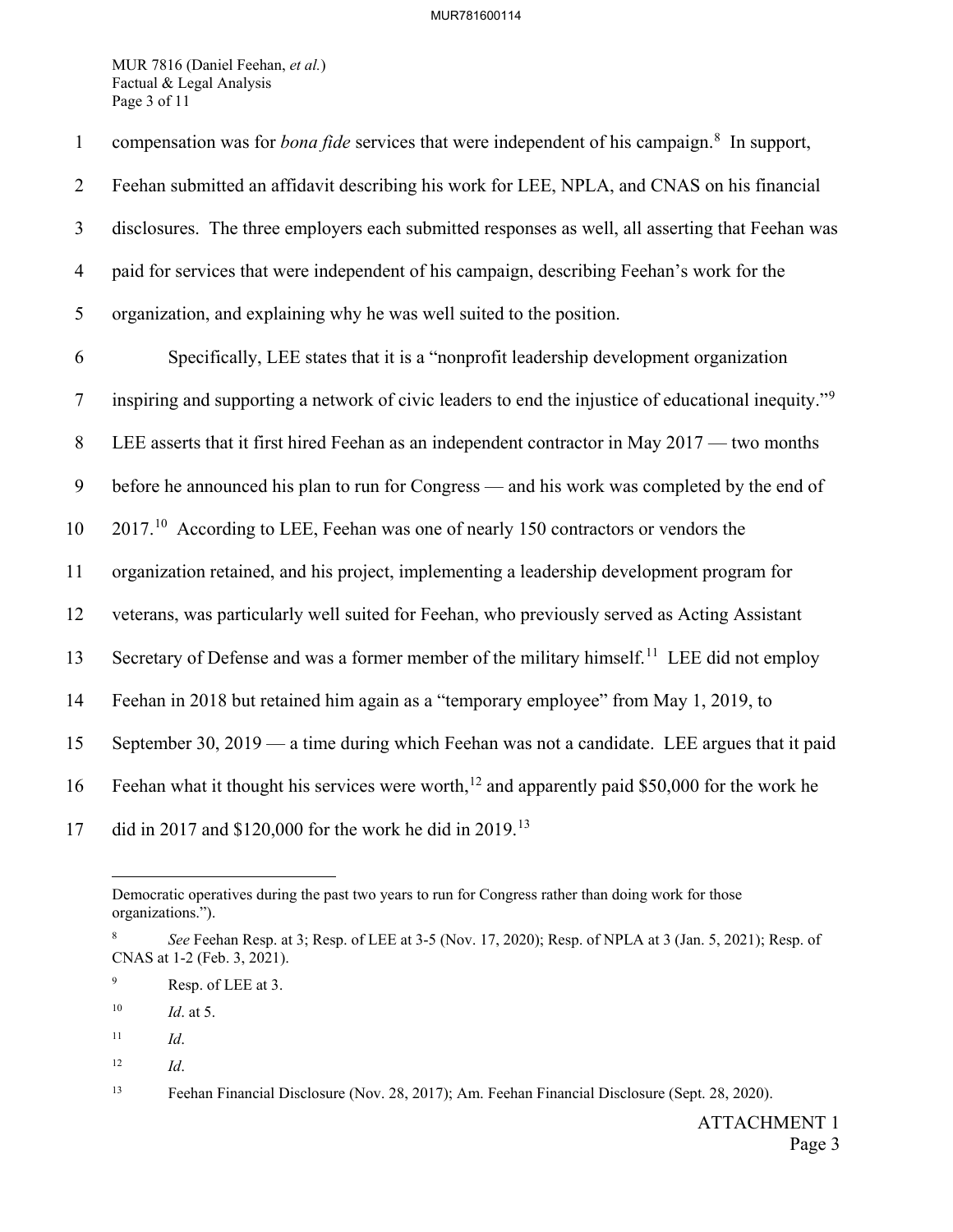compensation was for *bona fide* services that were independent of his campaign.[8] In support, Feehan submitted an affidavit describing his work for LEE, NPLA, and CNAS on his financial disclosures. The three employers each submitted responses as well, all asserting that Feehan was paid for services that were independent of his campaign, describing Feehan's work for the organization, and explaining why he was well suited to the position.

Specifically, LEE states that it is a "nonprofit leadership development organization inspiring and supporting a network of civic leaders to end the injustice of educational inequity."[9] LEE asserts that it first hired Feehan as an independent contractor in May 2017 — two months before he announced his plan to run for Congress — and his work was completed by the end of 2017.[10] According to LEE, Feehan was one of nearly 150 contractors or vendors the organization retained, and his project, implementing a leadership development program for veterans, was particularly well suited for Feehan, who previously served as Acting Assistant Secretary of Defense and was a former member of the military himself.[11] LEE did not employ Feehan in 2018 but retained him again as a "temporary employee" from May 1, 2019, to September 30, 2019 — a time during which Feehan was not a candidate. LEE argues that it paid Feehan what it thought his services were worth,[12] and apparently paid $50,000 for the work he did in 2017 and $120,000 for the work he did in 2019.[13]

---

Democratic operatives during the past two years to run for Congress rather than doing work for those organizations.").

[8] *See* Feehan Resp. at 3; Resp. of LEE at 3-5 (Nov. 17, 2020); Resp. of NPLA at 3 (Jan. 5, 2021); Resp. of CNAS at 1-2 (Feb. 3, 2021).

[9] Resp. of LEE at 3.

[10] *Id*. at 5.

[11] *Id*.

[12] *Id*.

[13] Feehan Financial Disclosure (Nov. 28, 2017); Am. Feehan Financial Disclosure (Sept. 28, 2020).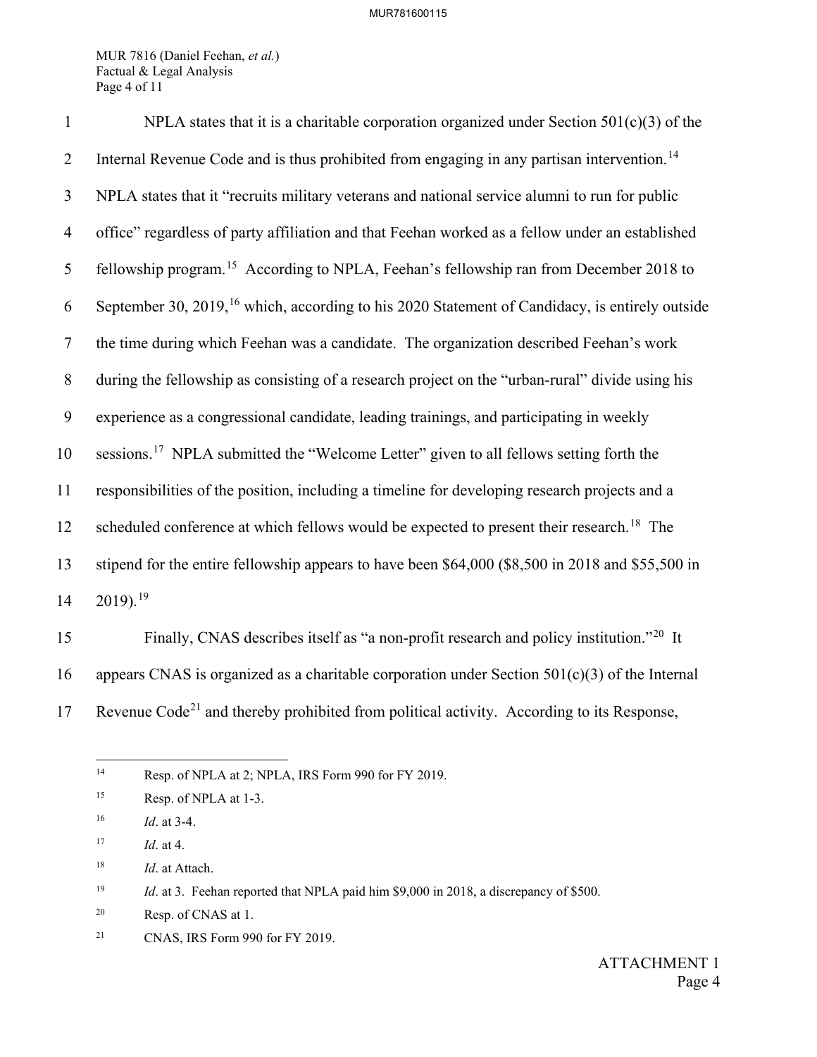NPLA states that it is a charitable corporation organized under Section 501(c)(3) of the Internal Revenue Code and is thus prohibited from engaging in any partisan intervention.[14] NPLA states that it "recruits military veterans and national service alumni to run for public office" regardless of party affiliation and that Feehan worked as a fellow under an established fellowship program.[15] According to NPLA, Feehan's fellowship ran from December 2018 to September 30, 2019,[16] which, according to his 2020 Statement of Candidacy, is entirely outside the time during which Feehan was a candidate. The organization described Feehan's work during the fellowship as consisting of a research project on the "urban-rural" divide using his experience as a congressional candidate, leading trainings, and participating in weekly sessions.[17] NPLA submitted the "Welcome Letter" given to all fellows setting forth the responsibilities of the position, including a timeline for developing research projects and a scheduled conference at which fellows would be expected to present their research.[18] The stipend for the entire fellowship appears to have been $64,000 ($8,500 in 2018 and $55,500 in 2019).[19]

Finally, CNAS describes itself as "a non-profit research and policy institution."[20] It appears CNAS is organized as a charitable corporation under Section 501(c)(3) of the Internal Revenue Code[21] and thereby prohibited from political activity. According to its Response,

---

[14] Resp. of NPLA at 2; NPLA, IRS Form 990 for FY 2019.

[15] Resp. of NPLA at 1-3.

[16] *Id*. at 3-4.

[17] *Id*. at 4.

[18] *Id*. at Attach.

[19] *Id*. at 3. Feehan reported that NPLA paid him $9,000 in 2018, a discrepancy of $500.

[20] Resp. of CNAS at 1.

[21] CNAS, IRS Form 990 for FY 2019.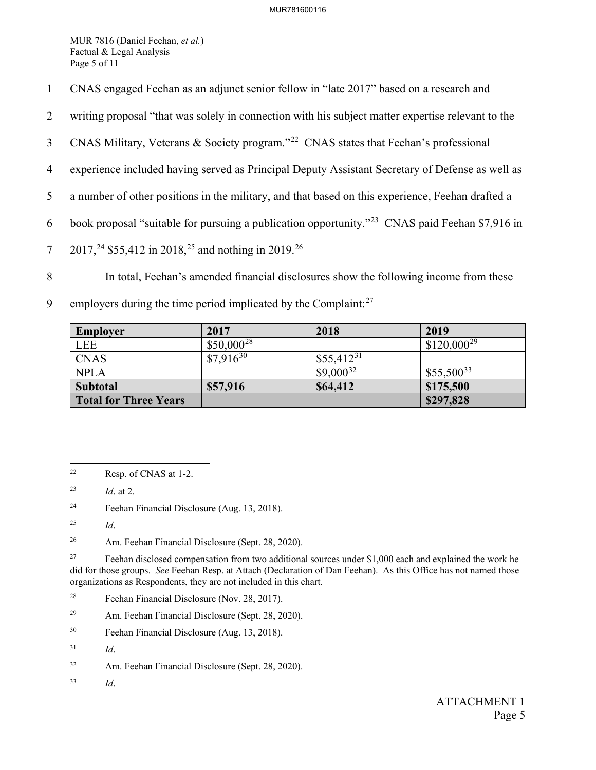CNAS engaged Feehan as an adjunct senior fellow in "late 2017" based on a research and writing proposal "that was solely in connection with his subject matter expertise relevant to the CNAS Military, Veterans & Society program."[22] CNAS states that Feehan's professional experience included having served as Principal Deputy Assistant Secretary of Defense as well as a number of other positions in the military, and that based on this experience, Feehan drafted a book proposal "suitable for pursuing a publication opportunity."[23] CNAS paid Feehan $7,916 in 2017,[24] $55,412 in 2018,[25] and nothing in 2019.[26]

In total, Feehan's amended financial disclosures show the following income from these employers during the time period implicated by the Complaint:[27]

| Employer | 2017 | 2018 | 2019 |
| --- | --- | --- | --- |
| LEE | $50,000[28] | | $120,000[29] |
| CNAS | $7,916[30] | $55,412[31] | |
| NPLA | | $9,000[32] | $55,500[33] |
| **Subtotal** | **$57,916** | **$64,412** | **$175,500** |
| **Total for Three Years** | | | **$297,828** |

---

[22] Resp. of CNAS at 1-2.

[23] *Id*. at 2.

[24] Feehan Financial Disclosure (Aug. 13, 2018).

[25] *Id*.

[26] Am. Feehan Financial Disclosure (Sept. 28, 2020).

[27] Feehan disclosed compensation from two additional sources under $1,000 each and explained the work he did for those groups. *See* Feehan Resp. at Attach (Declaration of Dan Feehan). As this Office has not named those organizations as Respondents, they are not included in this chart.

[28] Feehan Financial Disclosure (Nov. 28, 2017).

[29] Am. Feehan Financial Disclosure (Sept. 28, 2020).

[30] Feehan Financial Disclosure (Aug. 13, 2018).

[31] *Id*.

[32] Am. Feehan Financial Disclosure (Sept. 28, 2020).

[33] *Id*.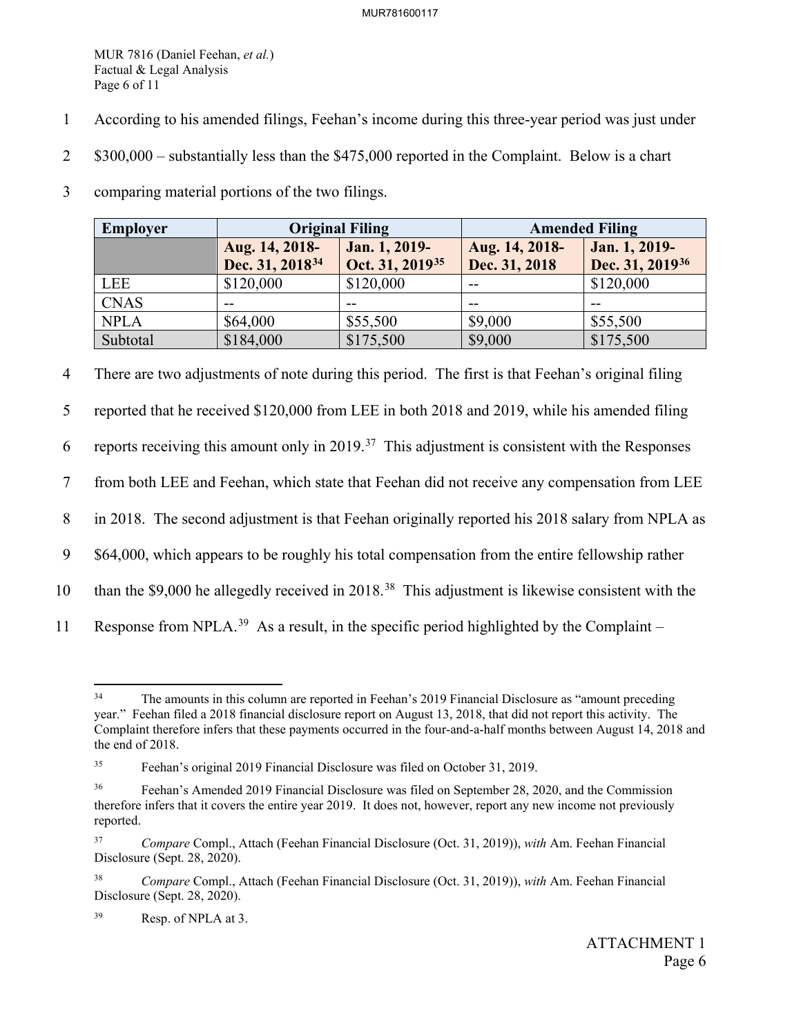According to his amended filings, Feehan's income during this three-year period was just under $300,000 – substantially less than the $475,000 reported in the Complaint. Below is a chart comparing material portions of the two filings.

| Employer | Original Filing | | Amended Filing | |
|---|---|---|---|---|
| | Aug. 14, 2018-Dec. 31, 2018[34] | Jan. 1, 2019-Oct. 31, 2019[35] | Aug. 14, 2018-Dec. 31, 2018 | Jan. 1, 2019-Dec. 31, 2019[36] |
| LEE | $120,000 | $120,000 | -- | $120,000 |
| CNAS | -- | -- | -- | -- |
| NPLA | $64,000 | $55,500 | $9,000 | $55,500 |
| Subtotal | $184,000 | $175,500 | $9,000 | $175,500 |

There are two adjustments of note during this period. The first is that Feehan's original filing reported that he received $120,000 from LEE in both 2018 and 2019, while his amended filing reports receiving this amount only in 2019.[37] This adjustment is consistent with the Responses from both LEE and Feehan, which state that Feehan did not receive any compensation from LEE in 2018. The second adjustment is that Feehan originally reported his 2018 salary from NPLA as $64,000, which appears to be roughly his total compensation from the entire fellowship rather than the $9,000 he allegedly received in 2018.[38] This adjustment is likewise consistent with the Response from NPLA.[39] As a result, in the specific period highlighted by the Complaint –

---

[34] The amounts in this column are reported in Feehan's 2019 Financial Disclosure as "amount preceding year." Feehan filed a 2018 financial disclosure report on August 13, 2018, that did not report this activity. The Complaint therefore infers that these payments occurred in the four-and-a-half months between August 14, 2018 and the end of 2018.

[35] Feehan's original 2019 Financial Disclosure was filed on October 31, 2019.

[36] Feehan's Amended 2019 Financial Disclosure was filed on September 28, 2020, and the Commission therefore infers that it covers the entire year 2019. It does not, however, report any new income not previously reported.

[37] *Compare* Compl., Attach (Feehan Financial Disclosure (Oct. 31, 2019)), *with* Am. Feehan Financial Disclosure (Sept. 28, 2020).

[38] *Compare* Compl., Attach (Feehan Financial Disclosure (Oct. 31, 2019)), *with* Am. Feehan Financial Disclosure (Sept. 28, 2020).

[39] Resp. of NPLA at 3.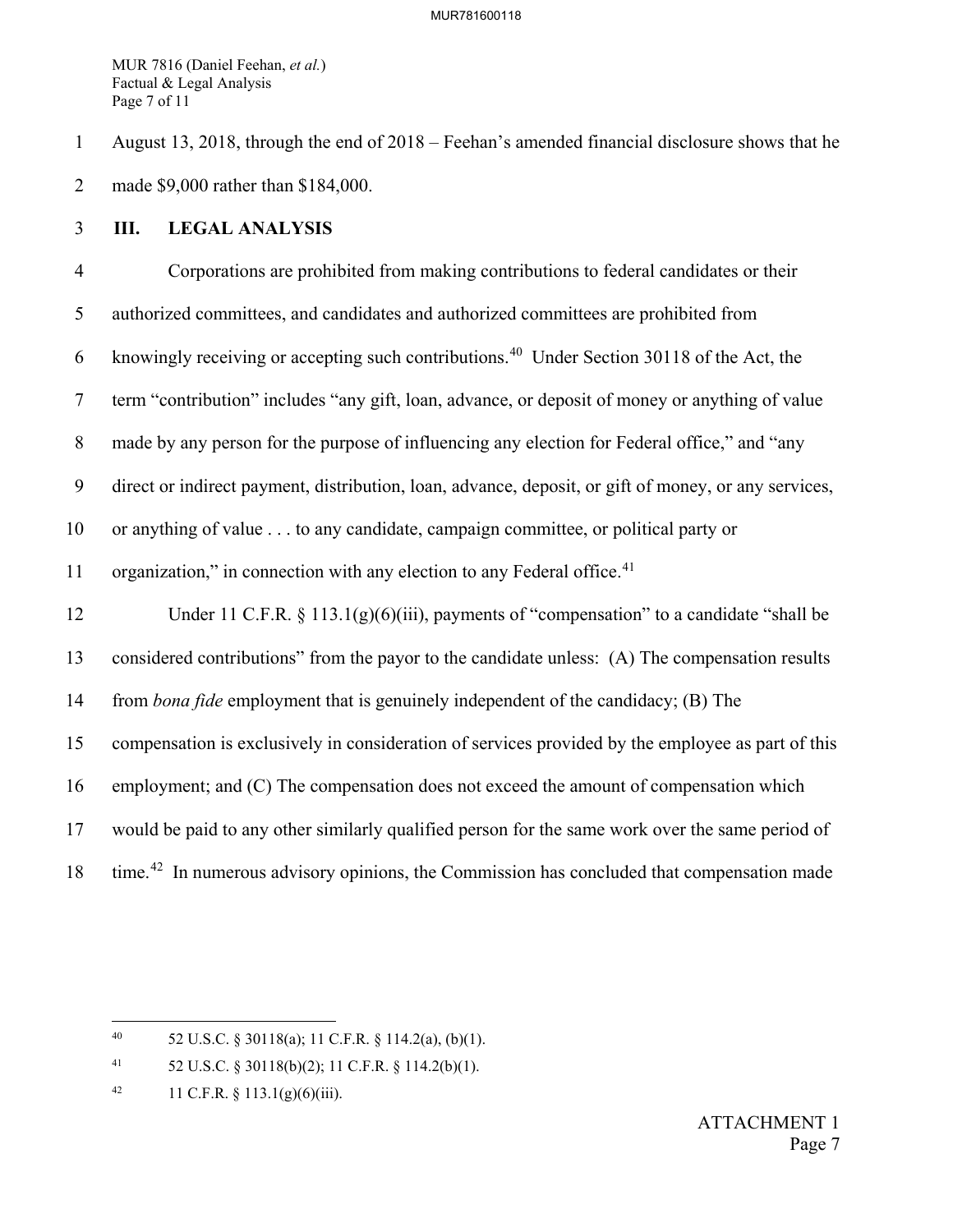August 13, 2018, through the end of 2018 – Feehan's amended financial disclosure shows that he made $9,000 rather than $184,000.

## III. LEGAL ANALYSIS

Corporations are prohibited from making contributions to federal candidates or their authorized committees, and candidates and authorized committees are prohibited from knowingly receiving or accepting such contributions.[40] Under Section 30118 of the Act, the term "contribution" includes "any gift, loan, advance, or deposit of money or anything of value made by any person for the purpose of influencing any election for Federal office," and "any direct or indirect payment, distribution, loan, advance, deposit, or gift of money, or any services, or anything of value . . . to any candidate, campaign committee, or political party or organization," in connection with any election to any Federal office.[41]

Under 11 C.F.R. § 113.1(g)(6)(iii), payments of "compensation" to a candidate "shall be considered contributions" from the payor to the candidate unless: (A) The compensation results from *bona fide* employment that is genuinely independent of the candidacy; (B) The compensation is exclusively in consideration of services provided by the employee as part of this employment; and (C) The compensation does not exceed the amount of compensation which would be paid to any other similarly qualified person for the same work over the same period of time.[42] In numerous advisory opinions, the Commission has concluded that compensation made

---

[40] 52 U.S.C. § 30118(a); 11 C.F.R. § 114.2(a), (b)(1).

[41] 52 U.S.C. § 30118(b)(2); 11 C.F.R. § 114.2(b)(1).

[42] 11 C.F.R. § 113.1(g)(6)(iii).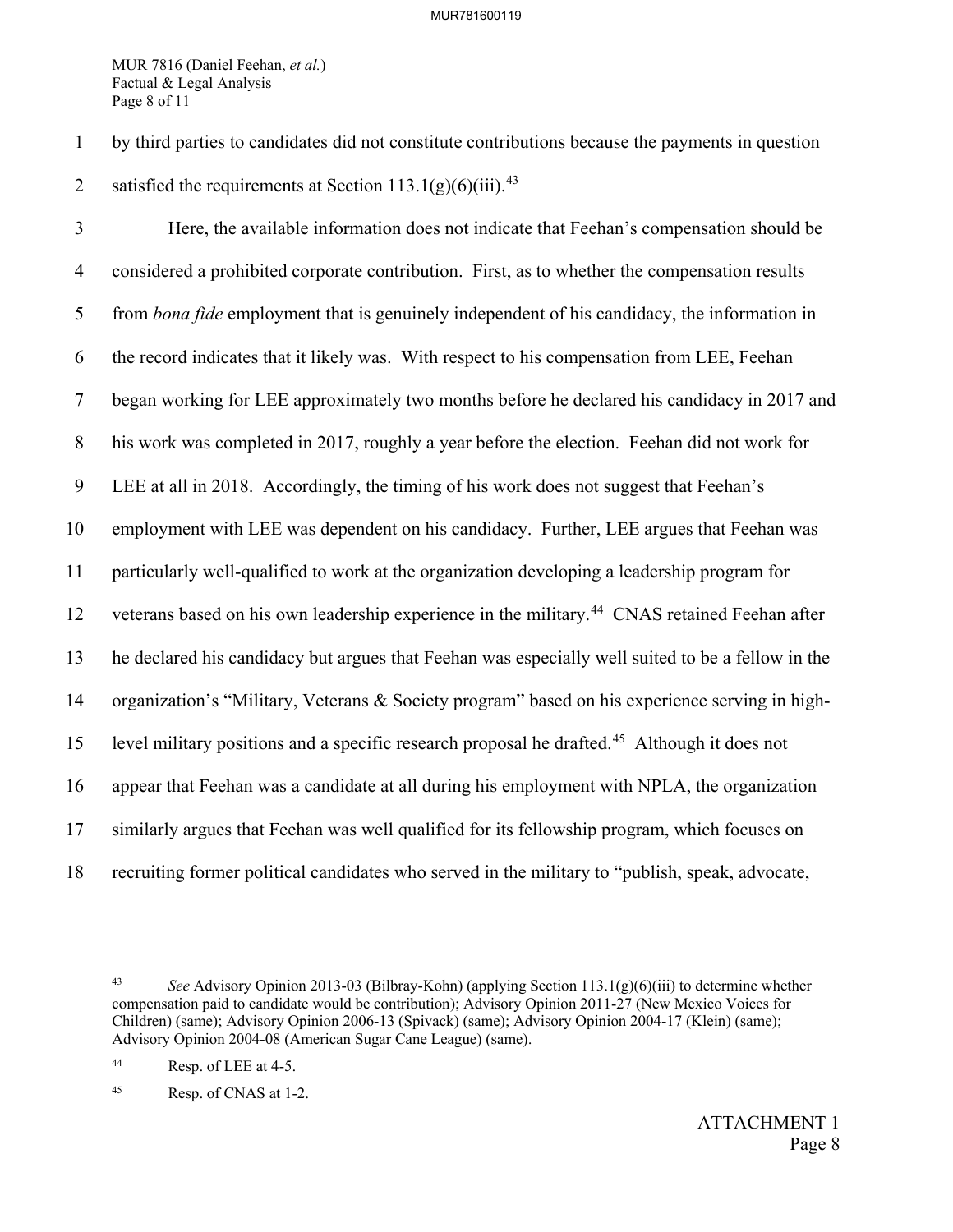by third parties to candidates did not constitute contributions because the payments in question satisfied the requirements at Section 113.1(g)(6)(iii).[43]

Here, the available information does not indicate that Feehan's compensation should be considered a prohibited corporate contribution. First, as to whether the compensation results from *bona fide* employment that is genuinely independent of his candidacy, the information in the record indicates that it likely was. With respect to his compensation from LEE, Feehan began working for LEE approximately two months before he declared his candidacy in 2017 and his work was completed in 2017, roughly a year before the election. Feehan did not work for LEE at all in 2018. Accordingly, the timing of his work does not suggest that Feehan's employment with LEE was dependent on his candidacy. Further, LEE argues that Feehan was particularly well-qualified to work at the organization developing a leadership program for veterans based on his own leadership experience in the military.[44] CNAS retained Feehan after he declared his candidacy but argues that Feehan was especially well suited to be a fellow in the organization's "Military, Veterans & Society program" based on his experience serving in high-level military positions and a specific research proposal he drafted.[45] Although it does not appear that Feehan was a candidate at all during his employment with NPLA, the organization similarly argues that Feehan was well qualified for its fellowship program, which focuses on recruiting former political candidates who served in the military to "publish, speak, advocate,

---

[43] *See* Advisory Opinion 2013-03 (Bilbray-Kohn) (applying Section 113.1(g)(6)(iii) to determine whether compensation paid to candidate would be contribution); Advisory Opinion 2011-27 (New Mexico Voices for Children) (same); Advisory Opinion 2006-13 (Spivack) (same); Advisory Opinion 2004-17 (Klein) (same); Advisory Opinion 2004-08 (American Sugar Cane League) (same).

[44] Resp. of LEE at 4-5.

[45] Resp. of CNAS at 1-2.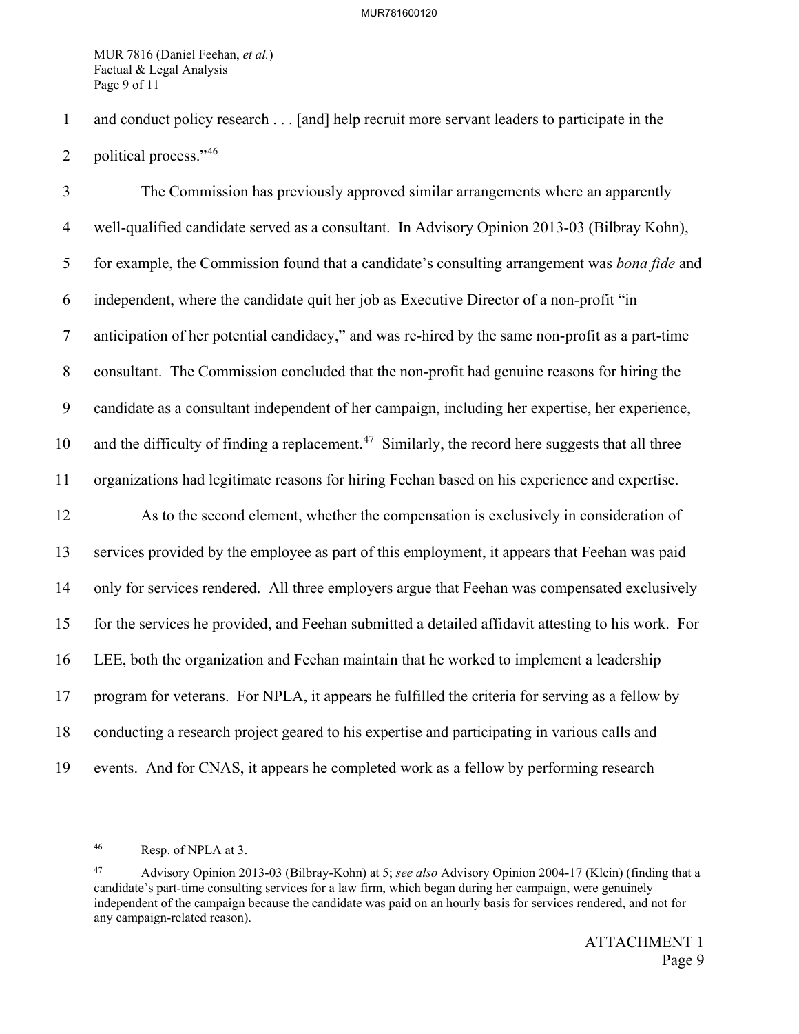and conduct policy research . . . [and] help recruit more servant leaders to participate in the political process."[46]

The Commission has previously approved similar arrangements where an apparently well-qualified candidate served as a consultant. In Advisory Opinion 2013-03 (Bilbray Kohn), for example, the Commission found that a candidate's consulting arrangement was *bona fide* and independent, where the candidate quit her job as Executive Director of a non-profit "in anticipation of her potential candidacy," and was re-hired by the same non-profit as a part-time consultant. The Commission concluded that the non-profit had genuine reasons for hiring the candidate as a consultant independent of her campaign, including her expertise, her experience, and the difficulty of finding a replacement.[47] Similarly, the record here suggests that all three organizations had legitimate reasons for hiring Feehan based on his experience and expertise.

As to the second element, whether the compensation is exclusively in consideration of services provided by the employee as part of this employment, it appears that Feehan was paid only for services rendered. All three employers argue that Feehan was compensated exclusively for the services he provided, and Feehan submitted a detailed affidavit attesting to his work. For LEE, both the organization and Feehan maintain that he worked to implement a leadership program for veterans. For NPLA, it appears he fulfilled the criteria for serving as a fellow by conducting a research project geared to his expertise and participating in various calls and events. And for CNAS, it appears he completed work as a fellow by performing research

---

[46] Resp. of NPLA at 3.

[47] Advisory Opinion 2013-03 (Bilbray-Kohn) at 5; *see also* Advisory Opinion 2004-17 (Klein) (finding that a candidate's part-time consulting services for a law firm, which began during her campaign, were genuinely independent of the campaign because the candidate was paid on an hourly basis for services rendered, and not for any campaign-related reason).

ATTACHMENT 1
Page 9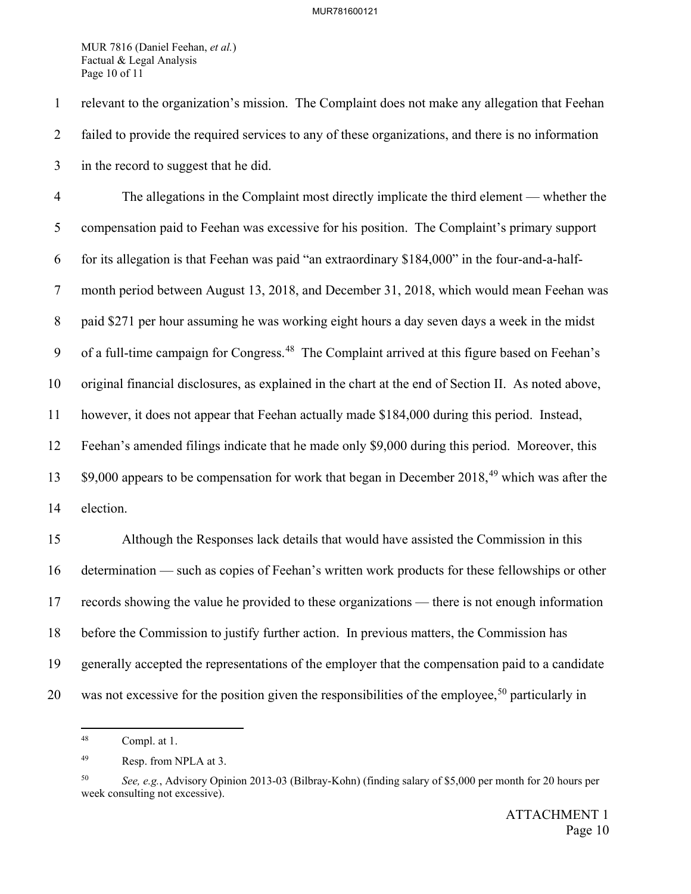relevant to the organization's mission. The Complaint does not make any allegation that Feehan failed to provide the required services to any of these organizations, and there is no information in the record to suggest that he did.

The allegations in the Complaint most directly implicate the third element — whether the compensation paid to Feehan was excessive for his position. The Complaint's primary support for its allegation is that Feehan was paid "an extraordinary $184,000" in the four-and-a-half-month period between August 13, 2018, and December 31, 2018, which would mean Feehan was paid $271 per hour assuming he was working eight hours a day seven days a week in the midst of a full-time campaign for Congress.[48] The Complaint arrived at this figure based on Feehan's original financial disclosures, as explained in the chart at the end of Section II. As noted above, however, it does not appear that Feehan actually made $184,000 during this period. Instead, Feehan's amended filings indicate that he made only $9,000 during this period. Moreover, this $9,000 appears to be compensation for work that began in December 2018,[49] which was after the election.

Although the Responses lack details that would have assisted the Commission in this determination — such as copies of Feehan's written work products for these fellowships or other records showing the value he provided to these organizations — there is not enough information before the Commission to justify further action. In previous matters, the Commission has generally accepted the representations of the employer that the compensation paid to a candidate was not excessive for the position given the responsibilities of the employee,[50] particularly in

---

[48] Compl. at 1.

[49] Resp. from NPLA at 3.

[50] *See, e.g.*, Advisory Opinion 2013-03 (Bilbray-Kohn) (finding salary of $5,000 per month for 20 hours per week consulting not excessive).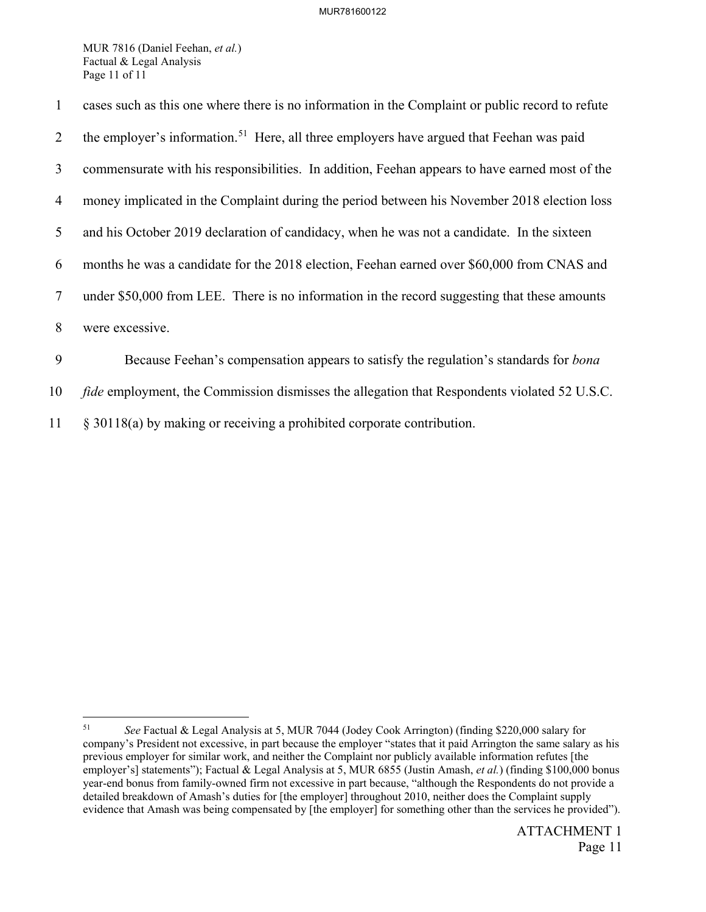cases such as this one where there is no information in the Complaint or public record to refute the employer's information.[51] Here, all three employers have argued that Feehan was paid commensurate with his responsibilities. In addition, Feehan appears to have earned most of the money implicated in the Complaint during the period between his November 2018 election loss and his October 2019 declaration of candidacy, when he was not a candidate. In the sixteen months he was a candidate for the 2018 election, Feehan earned over $60,000 from CNAS and under $50,000 from LEE. There is no information in the record suggesting that these amounts were excessive.

Because Feehan's compensation appears to satisfy the regulation's standards for *bona fide* employment, the Commission dismisses the allegation that Respondents violated 52 U.S.C. § 30118(a) by making or receiving a prohibited corporate contribution.

---

[51] *See* Factual & Legal Analysis at 5, MUR 7044 (Jodey Cook Arrington) (finding $220,000 salary for company's President not excessive, in part because the employer "states that it paid Arrington the same salary as his previous employer for similar work, and neither the Complaint nor publicly available information refutes [the employer's] statements"); Factual & Legal Analysis at 5, MUR 6855 (Justin Amash, *et al.*) (finding $100,000 bonus year-end bonus from family-owned firm not excessive in part because, "although the Respondents do not provide a detailed breakdown of Amash's duties for [the employer] throughout 2010, neither does the Complaint supply evidence that Amash was being compensated by [the employer] for something other than the services he provided").

ATTACHMENT 1
Page 11